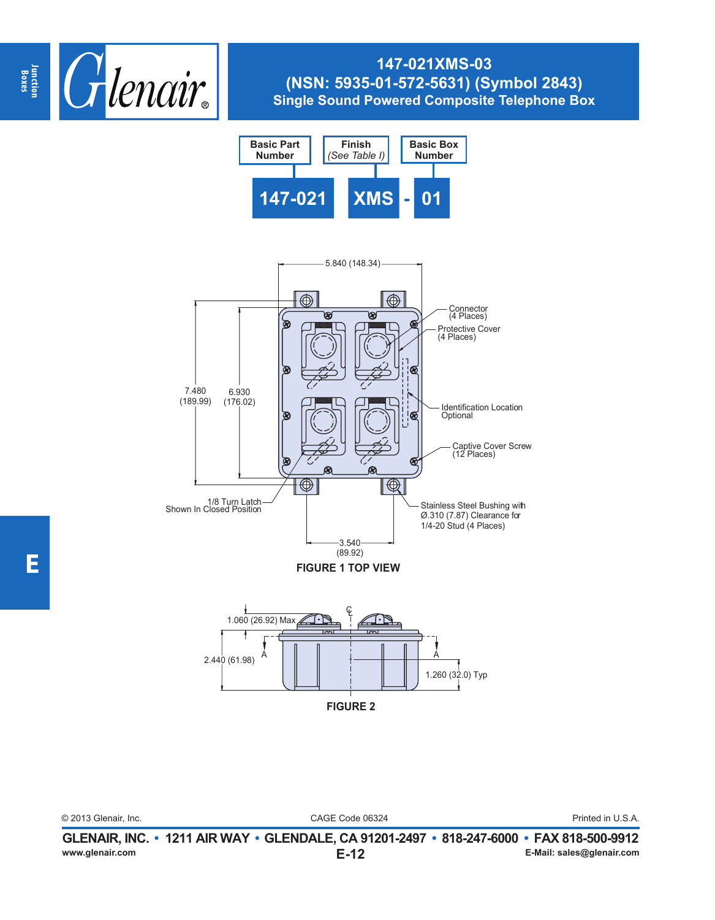# 147-021XMS-03
## (NSN: 5935-01-572-5631) (Symbol 2843)
## Single Sound Powered Composite Telephone Box

| Basic Part Number | Finish (See Table I) | Basic Box Number |
|---|---|---|
| 147-021 | XMS | - 01 |

5.840 (148.34)

7.480 (189.99)

6.930 (176.02)

Connector (4 Places)

Protective Cover (4 Places)

Identification Location Optional

Captive Cover Screw (12 Places)

1/8 Turn Latch Shown In Closed Position

Stainless Steel Bushing with Ø.310 (7.87) Clearance for 1/4-20 Stud (4 Places)

3.540 (89.92)

**FIGURE 1 TOP VIEW**

1.060 (26.92) Max

2.440 (61.98)

A

A

℄

1.260 (32.0) Typ

**FIGURE 2**

© 2013 Glenair, Inc. CAGE Code 06324 Printed in U.S.A.

**GLENAIR, INC. • 1211 AIR WAY • GLENDALE, CA 91201-2497 • 818-247-6000 • FAX 818-500-9912**

www.glenair.com E-Mail: sales@glenair.com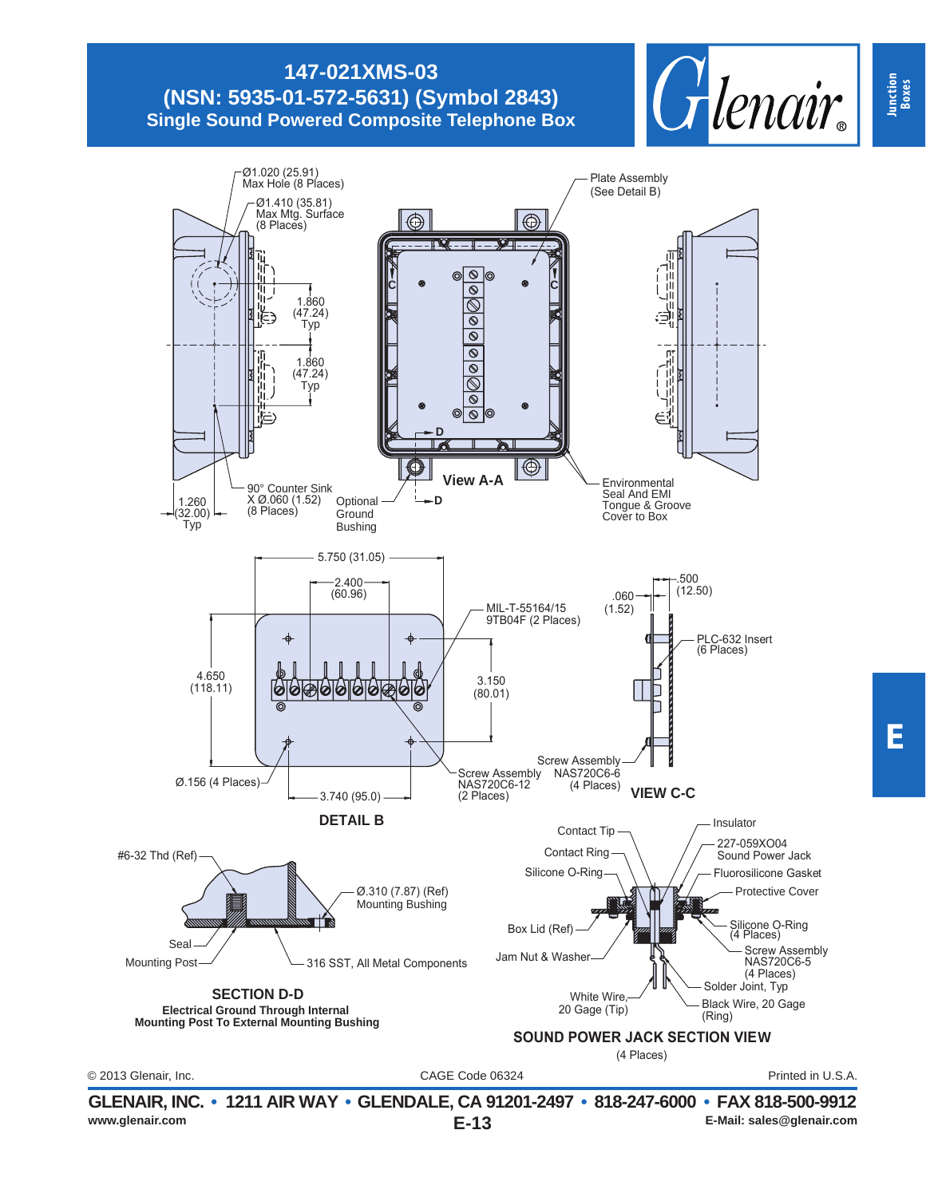# 147-021XMS-03
## (NSN: 5935-01-572-5631) (Symbol 2843)
## Single Sound Powered Composite Telephone Box

Glenair®

Junction Boxes

Ø1.020 (25.91) Max Hole (8 Places)

Ø1.410 (35.81) Max Mtg. Surface (8 Places)

Plate Assembly (See Detail B)

1.860 (47.24) Typ

1.860 (47.24) Typ

1.260 (32.00) Typ

90° Counter Sink X Ø.060 (1.52) (8 Places)

Optional Ground Bushing

View A-A

Environmental Seal And EMI Tongue & Groove Cover to Box

5.750 (31.05)

2.400 (60.96)

4.650 (118.11)

MIL-T-55164/15 9TB04F (2 Places)

3.150 (80.01)

Ø.156 (4 Places)

3.740 (95.0)

Screw Assembly NAS720C6-12 (2 Places)

**DETAIL B**

.060 (1.52)

.500 (12.50)

PLC-632 Insert (6 Places)

Screw Assembly NAS720C6-6 (4 Places)

**VIEW C-C**

E

#6-32 Thd (Ref)

Ø.310 (7.87) (Ref) Mounting Bushing

Seal

Mounting Post

316 SST, All Metal Components

**SECTION D-D**

**Electrical Ground Through Internal Mounting Post To External Mounting Bushing**

Contact Tip

Contact Ring

Silicone O-Ring

Box Lid (Ref)

Jam Nut & Washer

White Wire, 20 Gage (Tip)

Insulator

227-059XO04 Sound Power Jack

Fluorosilicone Gasket

Protective Cover

Silicone O-Ring (4 Places)

Screw Assembly NAS720C6-5 (4 Places)

Solder Joint, Typ

Black Wire, 20 Gage (Ring)

**SOUND POWER JACK SECTION VIEW**

(4 Places)

© 2013 Glenair, Inc. CAGE Code 06324 Printed in U.S.A.

**GLENAIR, INC. • 1211 AIR WAY • GLENDALE, CA 91201-2497 • 818-247-6000 • FAX 818-500-9912**

**www.glenair.com** **E-Mail: sales@glenair.com**